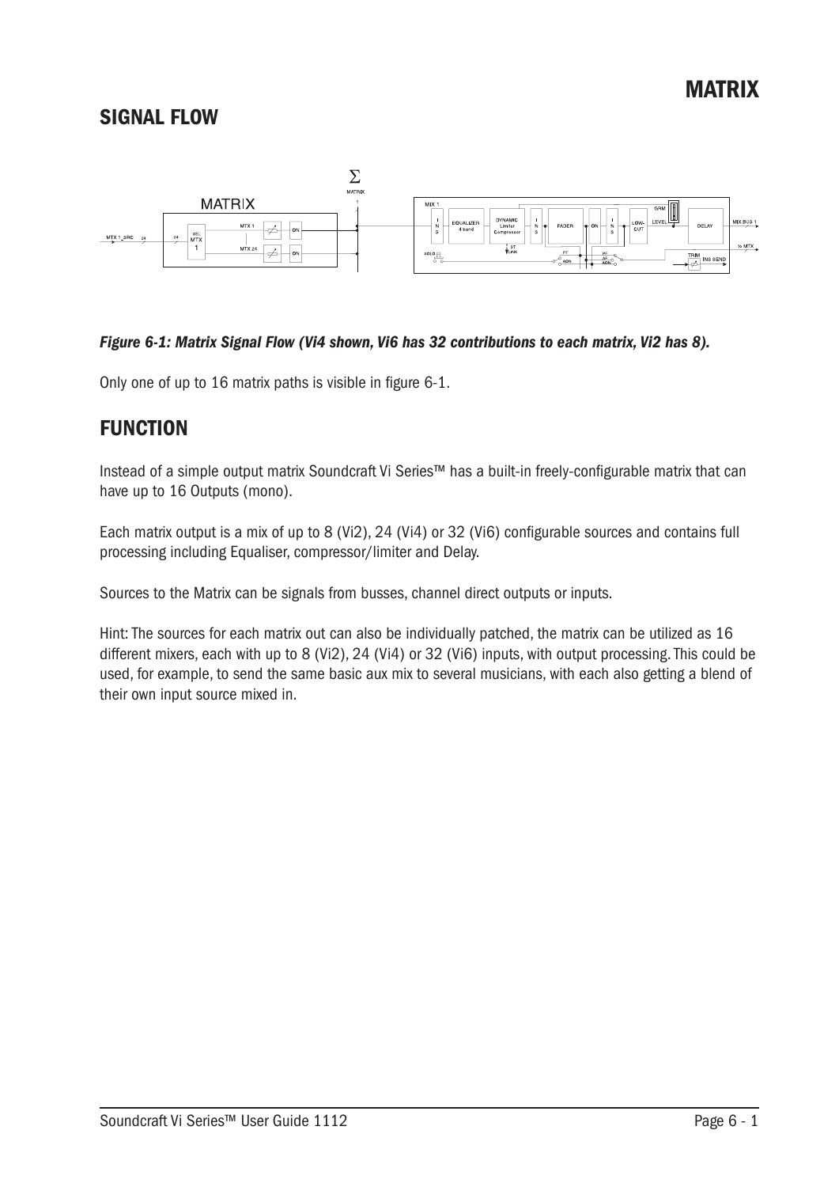# MATRIX

## SIGNAL FLOW

*Figure 6-1: Matrix Signal Flow (Vi4 shown, Vi6 has 32 contributions to each matrix, Vi2 has 8).*

Only one of up to 16 matrix paths is visible in figure 6-1.

## FUNCTION

Instead of a simple output matrix Soundcraft Vi Series™ has a built-in freely-configurable matrix that can have up to 16 Outputs (mono).

Each matrix output is a mix of up to 8 (Vi2), 24 (Vi4) or 32 (Vi6) configurable sources and contains full processing including Equaliser, compressor/limiter and Delay.

Sources to the Matrix can be signals from busses, channel direct outputs or inputs.

Hint: The sources for each matrix out can also be individually patched, the matrix can be utilized as 16 different mixers, each with up to 8 (Vi2), 24 (Vi4) or 32 (Vi6) inputs, with output processing. This could be used, for example, to send the same basic aux mix to several musicians, with each also getting a blend of their own input source mixed in.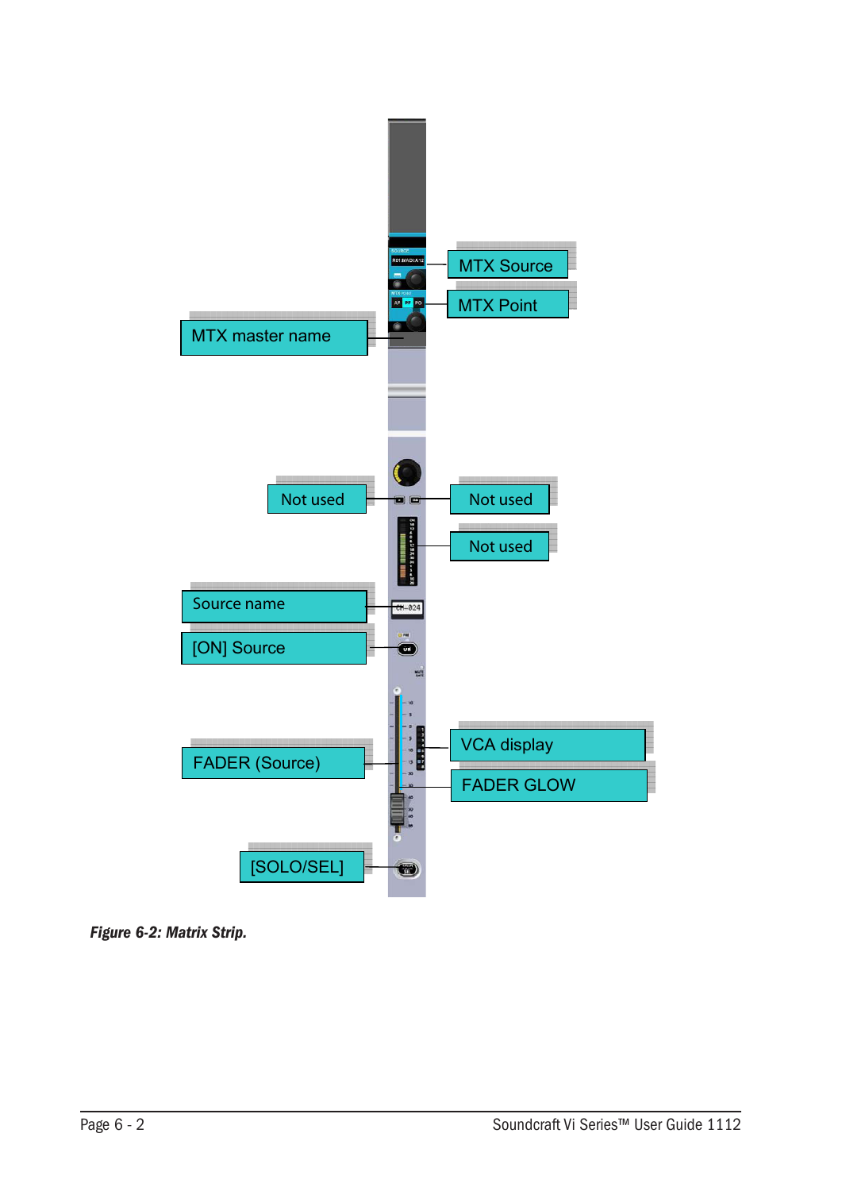MTX Source

MTX Point

MTX master name

Not used

Not used

Not used

Source name

[ON] Source

VCA display

FADER (Source)

FADER GLOW

[SOLO/SEL]

***Figure 6-2: Matrix Strip.***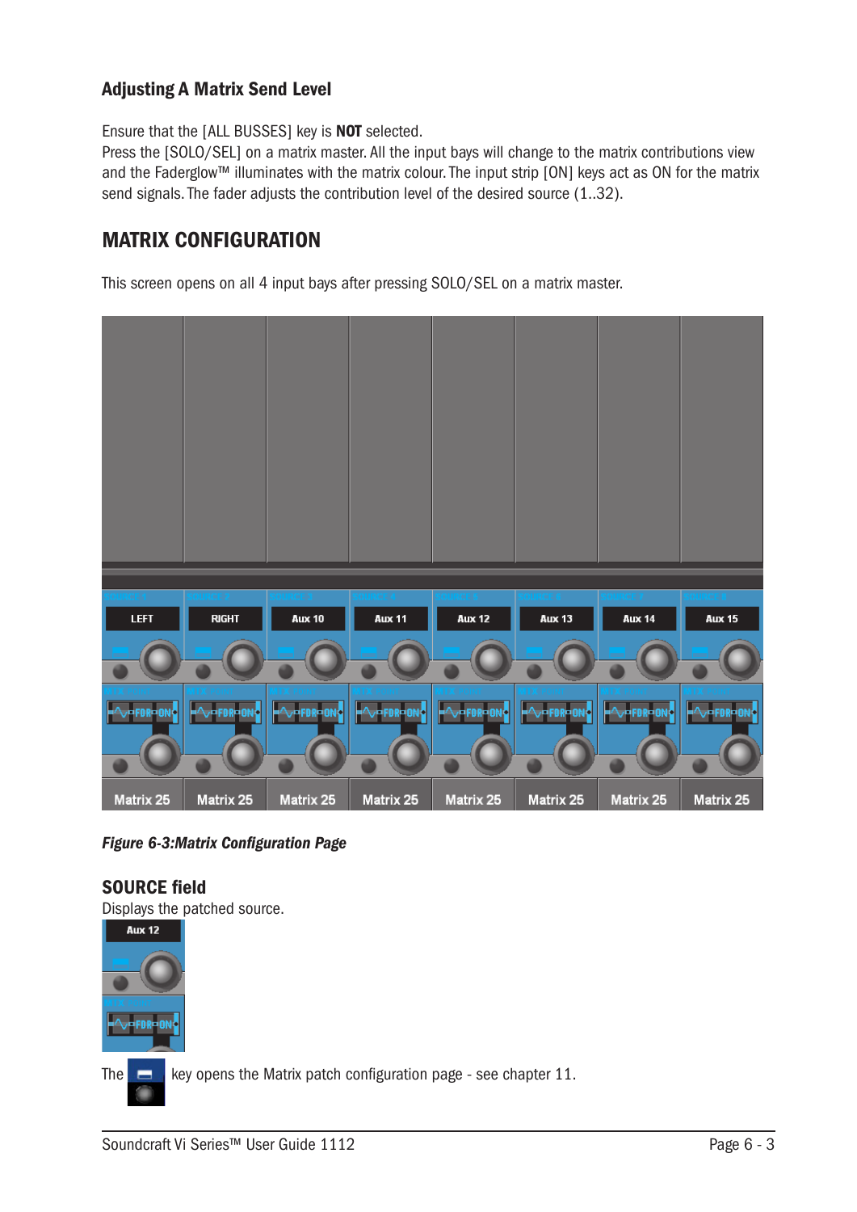### Adjusting A Matrix Send Level

Ensure that the [ALL BUSSES] key is **NOT** selected.
Press the [SOLO/SEL] on a matrix master. All the input bays will change to the matrix contributions view and the Faderglow™ illuminates with the matrix colour. The input strip [ON] keys act as ON for the matrix send signals. The fader adjusts the contribution level of the desired source (1..32).

## MATRIX CONFIGURATION

This screen opens on all 4 input bays after pressing SOLO/SEL on a matrix master.

*Figure 6-3:Matrix Configuration Page*

### SOURCE field

Displays the patched source.

The key opens the Matrix patch configuration page - see chapter 11.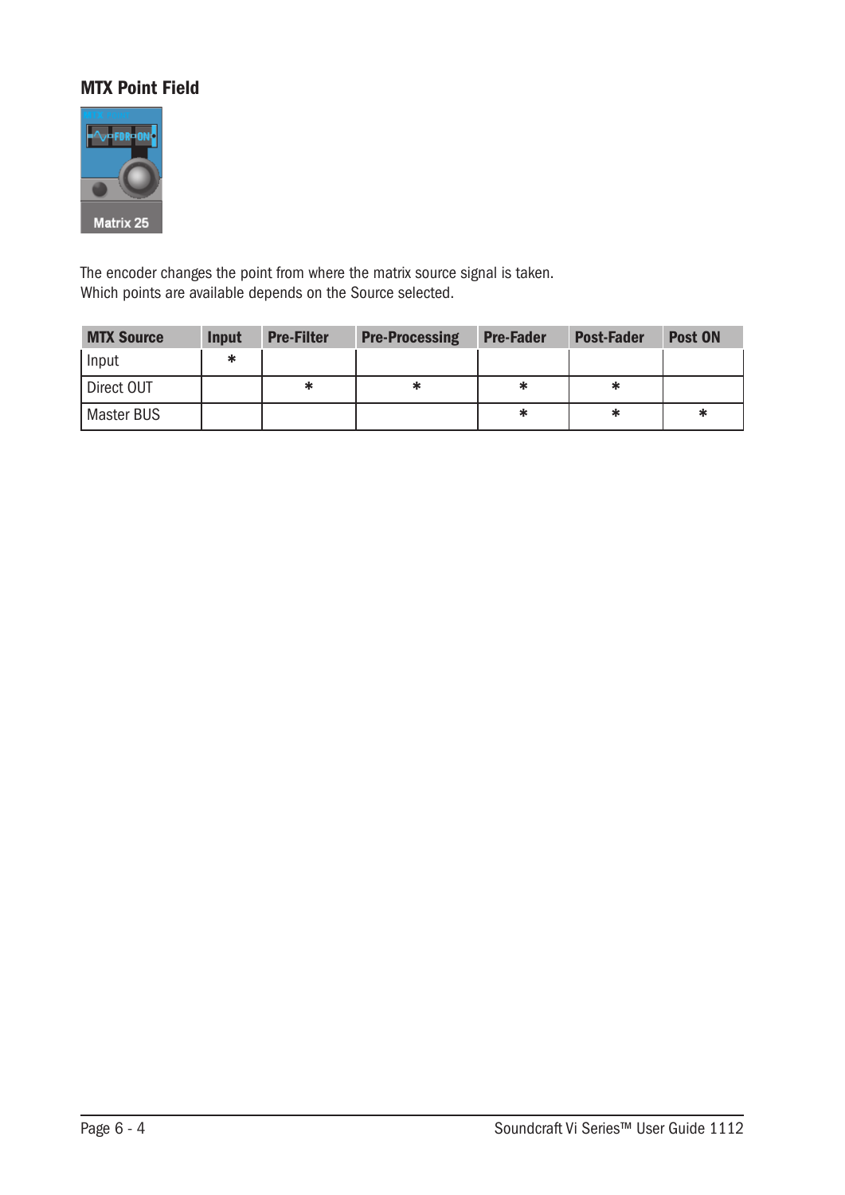## MTX Point Field

The encoder changes the point from where the matrix source signal is taken.
Which points are available depends on the Source selected.

| MTX Source | Input | Pre-Filter | Pre-Processing | Pre-Fader | Post-Fader | Post ON |
|---|---|---|---|---|---|---|
| Input | * | | | | | |
| Direct OUT | | * | * | * | * | |
| Master BUS | | | | * | * | * |